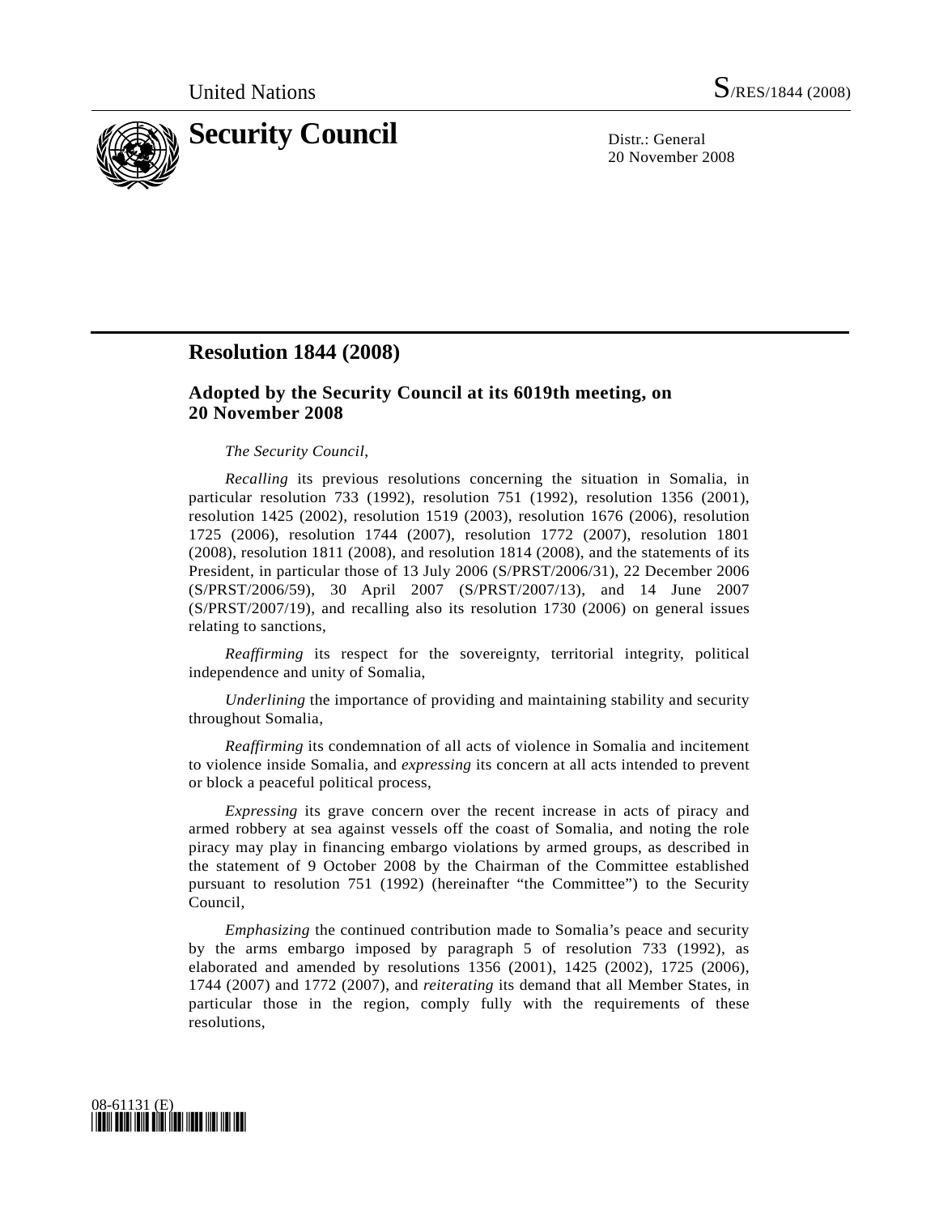United Nations S/RES/1844 (2008)

# Security Council

Distr.: General
20 November 2008

## Resolution 1844 (2008)

### Adopted by the Security Council at its 6019th meeting, on 20 November 2008

*The Security Council*,

*Recalling* its previous resolutions concerning the situation in Somalia, in particular resolution 733 (1992), resolution 751 (1992), resolution 1356 (2001), resolution 1425 (2002), resolution 1519 (2003), resolution 1676 (2006), resolution 1725 (2006), resolution 1744 (2007), resolution 1772 (2007), resolution 1801 (2008), resolution 1811 (2008), and resolution 1814 (2008), and the statements of its President, in particular those of 13 July 2006 (S/PRST/2006/31), 22 December 2006 (S/PRST/2006/59), 30 April 2007 (S/PRST/2007/13), and 14 June 2007 (S/PRST/2007/19), and recalling also its resolution 1730 (2006) on general issues relating to sanctions,

*Reaffirming* its respect for the sovereignty, territorial integrity, political independence and unity of Somalia,

*Underlining* the importance of providing and maintaining stability and security throughout Somalia,

*Reaffirming* its condemnation of all acts of violence in Somalia and incitement to violence inside Somalia, and *expressing* its concern at all acts intended to prevent or block a peaceful political process,

*Expressing* its grave concern over the recent increase in acts of piracy and armed robbery at sea against vessels off the coast of Somalia, and noting the role piracy may play in financing embargo violations by armed groups, as described in the statement of 9 October 2008 by the Chairman of the Committee established pursuant to resolution 751 (1992) (hereinafter "the Committee") to the Security Council,

*Emphasizing* the continued contribution made to Somalia's peace and security by the arms embargo imposed by paragraph 5 of resolution 733 (1992), as elaborated and amended by resolutions 1356 (2001), 1425 (2002), 1725 (2006), 1744 (2007) and 1772 (2007), and *reiterating* its demand that all Member States, in particular those in the region, comply fully with the requirements of these resolutions,

08-61131 (E)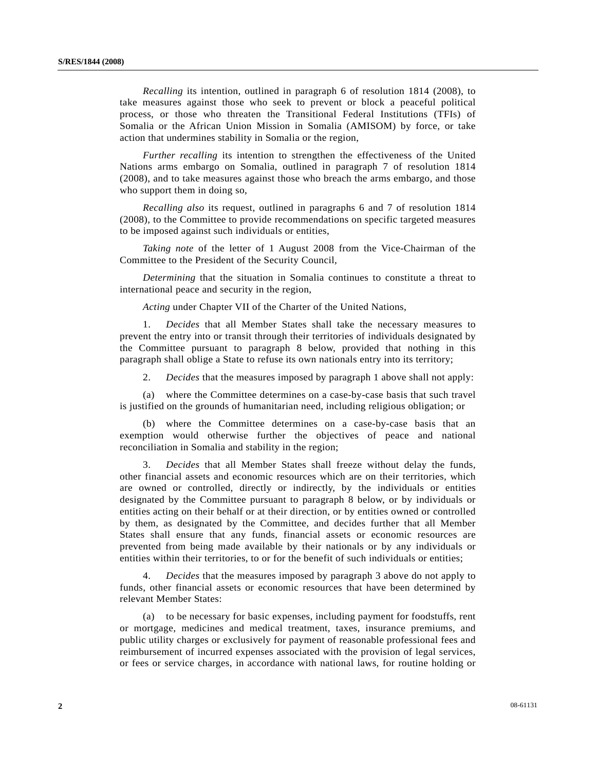*Recalling* its intention, outlined in paragraph 6 of resolution 1814 (2008), to take measures against those who seek to prevent or block a peaceful political process, or those who threaten the Transitional Federal Institutions (TFIs) of Somalia or the African Union Mission in Somalia (AMISOM) by force, or take action that undermines stability in Somalia or the region,

*Further recalling* its intention to strengthen the effectiveness of the United Nations arms embargo on Somalia, outlined in paragraph 7 of resolution 1814 (2008), and to take measures against those who breach the arms embargo, and those who support them in doing so,

*Recalling also* its request, outlined in paragraphs 6 and 7 of resolution 1814 (2008), to the Committee to provide recommendations on specific targeted measures to be imposed against such individuals or entities,

*Taking note* of the letter of 1 August 2008 from the Vice-Chairman of the Committee to the President of the Security Council,

*Determining* that the situation in Somalia continues to constitute a threat to international peace and security in the region,

*Acting* under Chapter VII of the Charter of the United Nations,

1. *Decides* that all Member States shall take the necessary measures to prevent the entry into or transit through their territories of individuals designated by the Committee pursuant to paragraph 8 below, provided that nothing in this paragraph shall oblige a State to refuse its own nationals entry into its territory;

2. *Decides* that the measures imposed by paragraph 1 above shall not apply:

(a) where the Committee determines on a case-by-case basis that such travel is justified on the grounds of humanitarian need, including religious obligation; or

(b) where the Committee determines on a case-by-case basis that an exemption would otherwise further the objectives of peace and national reconciliation in Somalia and stability in the region;

3. *Decides* that all Member States shall freeze without delay the funds, other financial assets and economic resources which are on their territories, which are owned or controlled, directly or indirectly, by the individuals or entities designated by the Committee pursuant to paragraph 8 below, or by individuals or entities acting on their behalf or at their direction, or by entities owned or controlled by them, as designated by the Committee, and decides further that all Member States shall ensure that any funds, financial assets or economic resources are prevented from being made available by their nationals or by any individuals or entities within their territories, to or for the benefit of such individuals or entities;

4. *Decides* that the measures imposed by paragraph 3 above do not apply to funds, other financial assets or economic resources that have been determined by relevant Member States:

(a) to be necessary for basic expenses, including payment for foodstuffs, rent or mortgage, medicines and medical treatment, taxes, insurance premiums, and public utility charges or exclusively for payment of reasonable professional fees and reimbursement of incurred expenses associated with the provision of legal services, or fees or service charges, in accordance with national laws, for routine holding or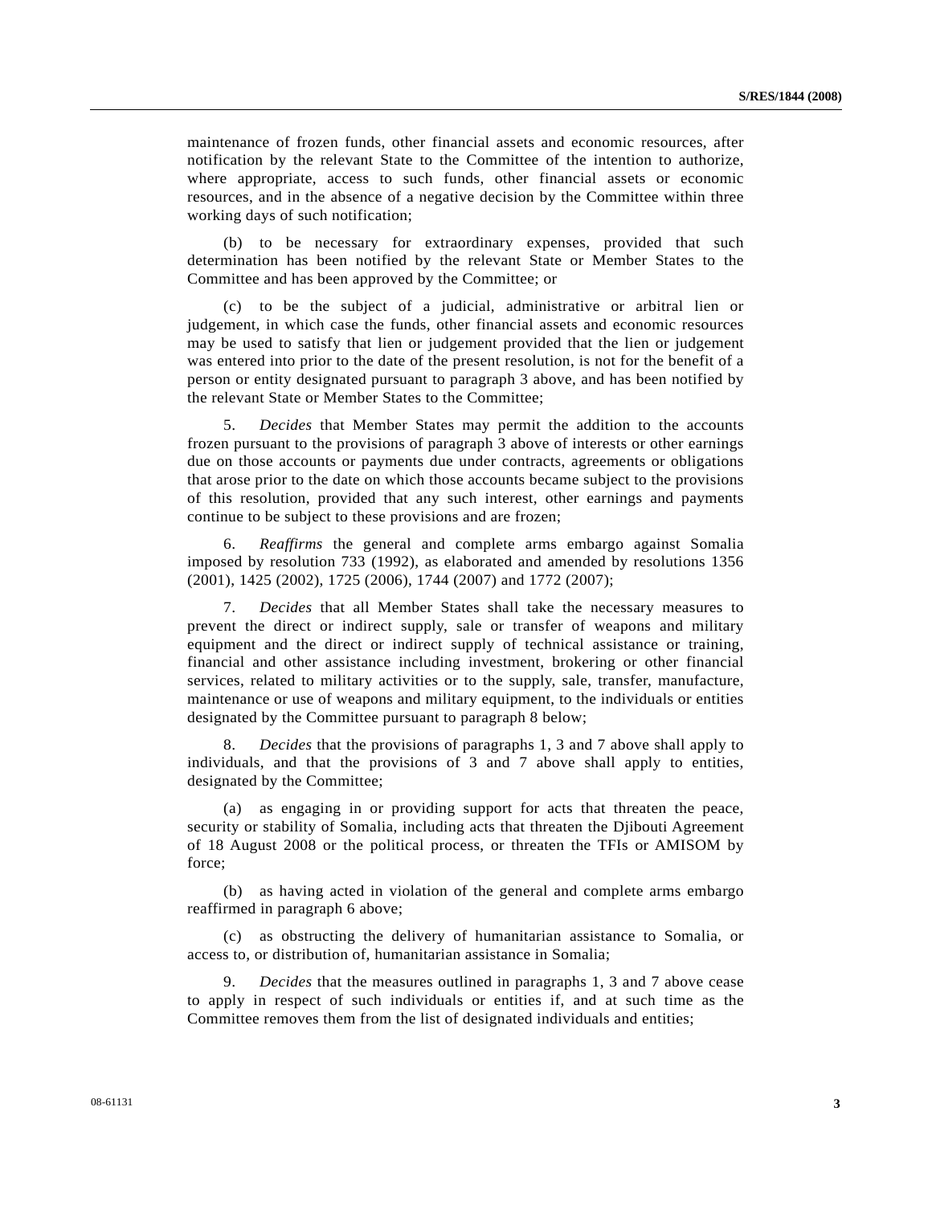maintenance of frozen funds, other financial assets and economic resources, after notification by the relevant State to the Committee of the intention to authorize, where appropriate, access to such funds, other financial assets or economic resources, and in the absence of a negative decision by the Committee within three working days of such notification;

(b) to be necessary for extraordinary expenses, provided that such determination has been notified by the relevant State or Member States to the Committee and has been approved by the Committee; or

(c) to be the subject of a judicial, administrative or arbitral lien or judgement, in which case the funds, other financial assets and economic resources may be used to satisfy that lien or judgement provided that the lien or judgement was entered into prior to the date of the present resolution, is not for the benefit of a person or entity designated pursuant to paragraph 3 above, and has been notified by the relevant State or Member States to the Committee;

5. *Decides* that Member States may permit the addition to the accounts frozen pursuant to the provisions of paragraph 3 above of interests or other earnings due on those accounts or payments due under contracts, agreements or obligations that arose prior to the date on which those accounts became subject to the provisions of this resolution, provided that any such interest, other earnings and payments continue to be subject to these provisions and are frozen;

6. *Reaffirms* the general and complete arms embargo against Somalia imposed by resolution 733 (1992), as elaborated and amended by resolutions 1356 (2001), 1425 (2002), 1725 (2006), 1744 (2007) and 1772 (2007);

7. *Decides* that all Member States shall take the necessary measures to prevent the direct or indirect supply, sale or transfer of weapons and military equipment and the direct or indirect supply of technical assistance or training, financial and other assistance including investment, brokering or other financial services, related to military activities or to the supply, sale, transfer, manufacture, maintenance or use of weapons and military equipment, to the individuals or entities designated by the Committee pursuant to paragraph 8 below;

8. *Decides* that the provisions of paragraphs 1, 3 and 7 above shall apply to individuals, and that the provisions of 3 and 7 above shall apply to entities, designated by the Committee;

(a) as engaging in or providing support for acts that threaten the peace, security or stability of Somalia, including acts that threaten the Djibouti Agreement of 18 August 2008 or the political process, or threaten the TFIs or AMISOM by force;

(b) as having acted in violation of the general and complete arms embargo reaffirmed in paragraph 6 above;

(c) as obstructing the delivery of humanitarian assistance to Somalia, or access to, or distribution of, humanitarian assistance in Somalia;

9. *Decides* that the measures outlined in paragraphs 1, 3 and 7 above cease to apply in respect of such individuals or entities if, and at such time as the Committee removes them from the list of designated individuals and entities;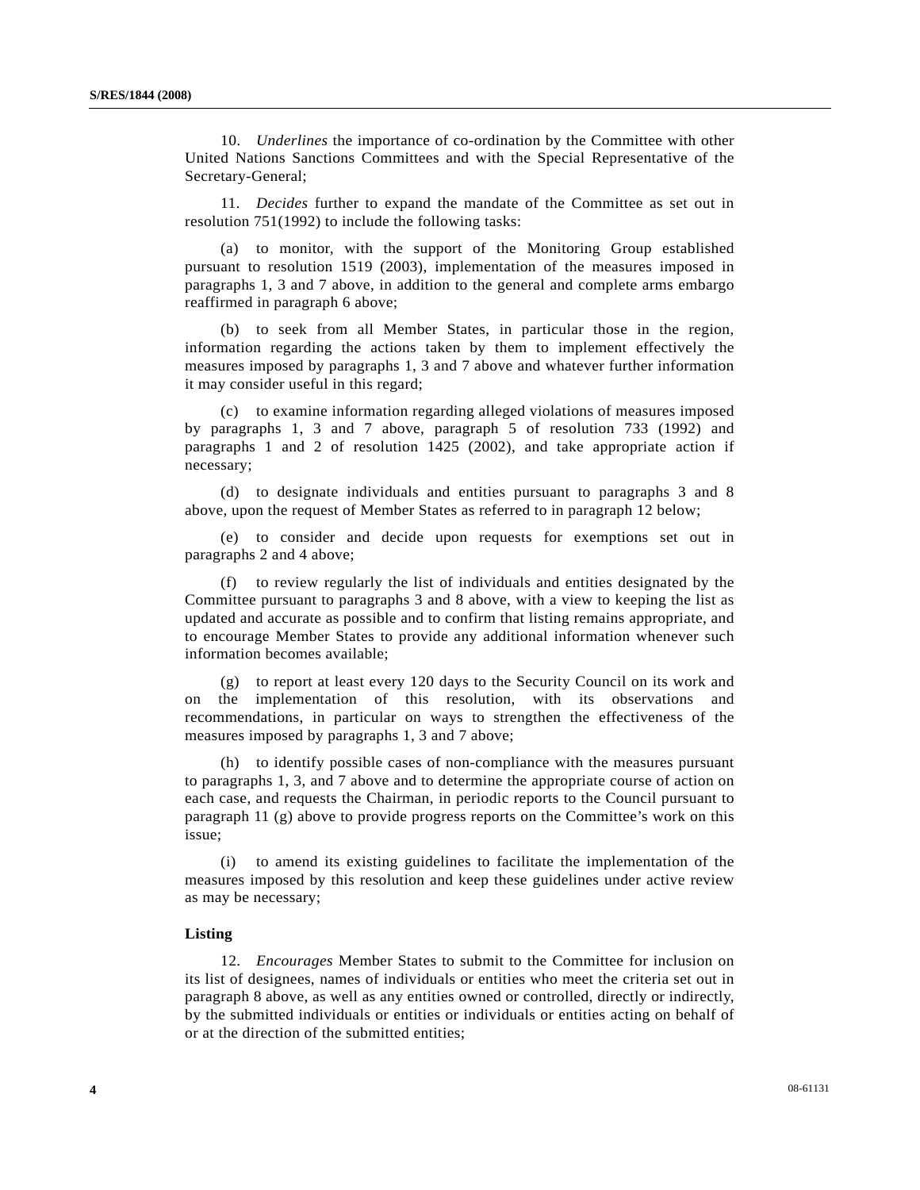10. *Underlines* the importance of co-ordination by the Committee with other United Nations Sanctions Committees and with the Special Representative of the Secretary-General;

11. *Decides* further to expand the mandate of the Committee as set out in resolution 751(1992) to include the following tasks:

(a) to monitor, with the support of the Monitoring Group established pursuant to resolution 1519 (2003), implementation of the measures imposed in paragraphs 1, 3 and 7 above, in addition to the general and complete arms embargo reaffirmed in paragraph 6 above;

(b) to seek from all Member States, in particular those in the region, information regarding the actions taken by them to implement effectively the measures imposed by paragraphs 1, 3 and 7 above and whatever further information it may consider useful in this regard;

(c) to examine information regarding alleged violations of measures imposed by paragraphs 1, 3 and 7 above, paragraph 5 of resolution 733 (1992) and paragraphs 1 and 2 of resolution 1425 (2002), and take appropriate action if necessary;

(d) to designate individuals and entities pursuant to paragraphs 3 and 8 above, upon the request of Member States as referred to in paragraph 12 below;

(e) to consider and decide upon requests for exemptions set out in paragraphs 2 and 4 above;

(f) to review regularly the list of individuals and entities designated by the Committee pursuant to paragraphs 3 and 8 above, with a view to keeping the list as updated and accurate as possible and to confirm that listing remains appropriate, and to encourage Member States to provide any additional information whenever such information becomes available;

(g) to report at least every 120 days to the Security Council on its work and on the implementation of this resolution, with its observations and recommendations, in particular on ways to strengthen the effectiveness of the measures imposed by paragraphs 1, 3 and 7 above;

(h) to identify possible cases of non-compliance with the measures pursuant to paragraphs 1, 3, and 7 above and to determine the appropriate course of action on each case, and requests the Chairman, in periodic reports to the Council pursuant to paragraph 11 (g) above to provide progress reports on the Committee's work on this issue;

(i) to amend its existing guidelines to facilitate the implementation of the measures imposed by this resolution and keep these guidelines under active review as may be necessary;

**Listing**

12. *Encourages* Member States to submit to the Committee for inclusion on its list of designees, names of individuals or entities who meet the criteria set out in paragraph 8 above, as well as any entities owned or controlled, directly or indirectly, by the submitted individuals or entities or individuals or entities acting on behalf of or at the direction of the submitted entities;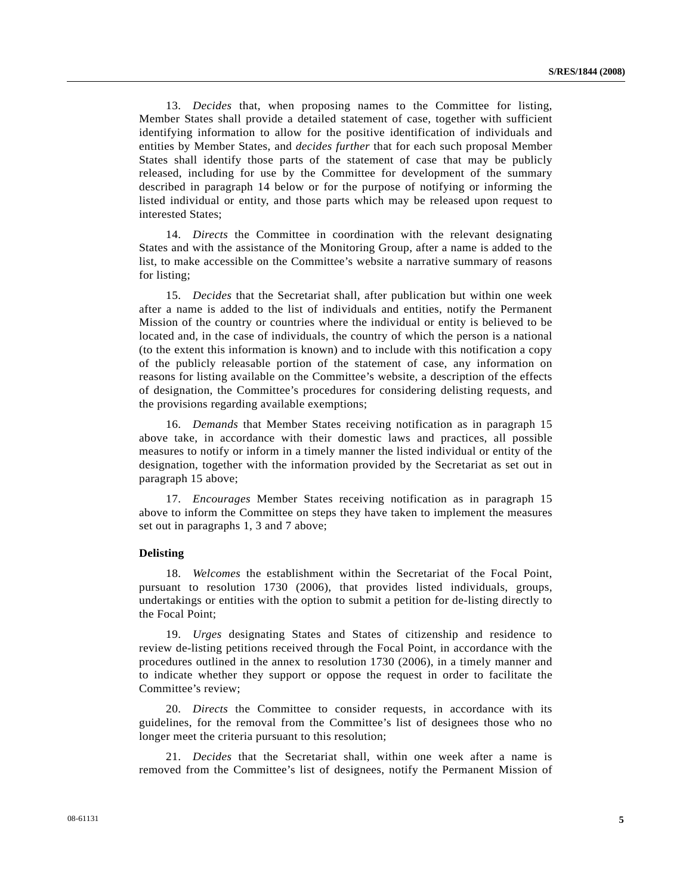13. *Decides* that, when proposing names to the Committee for listing, Member States shall provide a detailed statement of case, together with sufficient identifying information to allow for the positive identification of individuals and entities by Member States, and *decides further* that for each such proposal Member States shall identify those parts of the statement of case that may be publicly released, including for use by the Committee for development of the summary described in paragraph 14 below or for the purpose of notifying or informing the listed individual or entity, and those parts which may be released upon request to interested States;

14. *Directs* the Committee in coordination with the relevant designating States and with the assistance of the Monitoring Group, after a name is added to the list, to make accessible on the Committee's website a narrative summary of reasons for listing;

15. *Decides* that the Secretariat shall, after publication but within one week after a name is added to the list of individuals and entities, notify the Permanent Mission of the country or countries where the individual or entity is believed to be located and, in the case of individuals, the country of which the person is a national (to the extent this information is known) and to include with this notification a copy of the publicly releasable portion of the statement of case, any information on reasons for listing available on the Committee's website, a description of the effects of designation, the Committee's procedures for considering delisting requests, and the provisions regarding available exemptions;

16. *Demands* that Member States receiving notification as in paragraph 15 above take, in accordance with their domestic laws and practices, all possible measures to notify or inform in a timely manner the listed individual or entity of the designation, together with the information provided by the Secretariat as set out in paragraph 15 above;

17. *Encourages* Member States receiving notification as in paragraph 15 above to inform the Committee on steps they have taken to implement the measures set out in paragraphs 1, 3 and 7 above;

**Delisting**

18. *Welcomes* the establishment within the Secretariat of the Focal Point, pursuant to resolution 1730 (2006), that provides listed individuals, groups, undertakings or entities with the option to submit a petition for de-listing directly to the Focal Point;

19. *Urges* designating States and States of citizenship and residence to review de-listing petitions received through the Focal Point, in accordance with the procedures outlined in the annex to resolution 1730 (2006), in a timely manner and to indicate whether they support or oppose the request in order to facilitate the Committee's review;

20. *Directs* the Committee to consider requests, in accordance with its guidelines, for the removal from the Committee's list of designees those who no longer meet the criteria pursuant to this resolution;

21. *Decides* that the Secretariat shall, within one week after a name is removed from the Committee's list of designees, notify the Permanent Mission of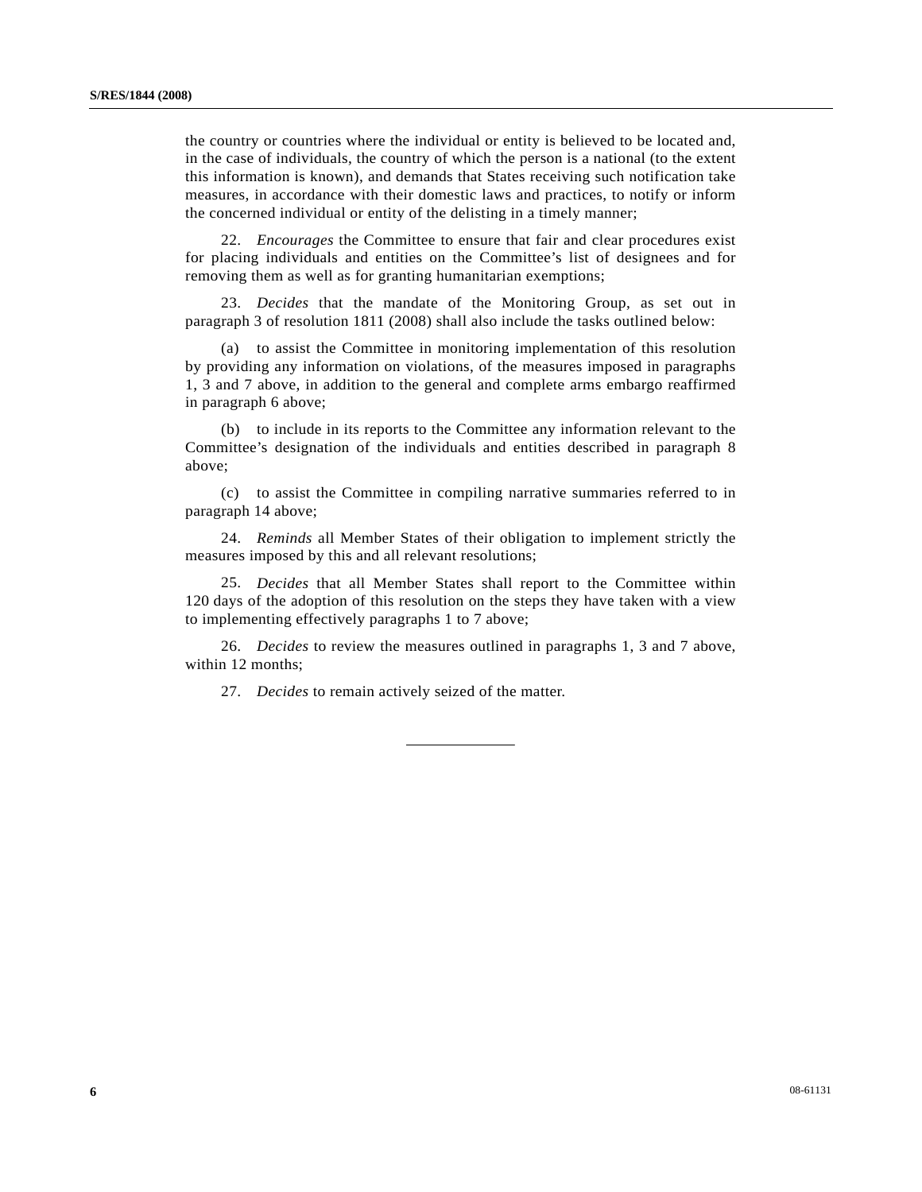the country or countries where the individual or entity is believed to be located and, in the case of individuals, the country of which the person is a national (to the extent this information is known), and demands that States receiving such notification take measures, in accordance with their domestic laws and practices, to notify or inform the concerned individual or entity of the delisting in a timely manner;

22. *Encourages* the Committee to ensure that fair and clear procedures exist for placing individuals and entities on the Committee's list of designees and for removing them as well as for granting humanitarian exemptions;

23. *Decides* that the mandate of the Monitoring Group, as set out in paragraph 3 of resolution 1811 (2008) shall also include the tasks outlined below:

(a) to assist the Committee in monitoring implementation of this resolution by providing any information on violations, of the measures imposed in paragraphs 1, 3 and 7 above, in addition to the general and complete arms embargo reaffirmed in paragraph 6 above;

(b) to include in its reports to the Committee any information relevant to the Committee's designation of the individuals and entities described in paragraph 8 above;

(c) to assist the Committee in compiling narrative summaries referred to in paragraph 14 above;

24. *Reminds* all Member States of their obligation to implement strictly the measures imposed by this and all relevant resolutions;

25. *Decides* that all Member States shall report to the Committee within 120 days of the adoption of this resolution on the steps they have taken with a view to implementing effectively paragraphs 1 to 7 above;

26. *Decides* to review the measures outlined in paragraphs 1, 3 and 7 above, within 12 months;

27. *Decides* to remain actively seized of the matter.